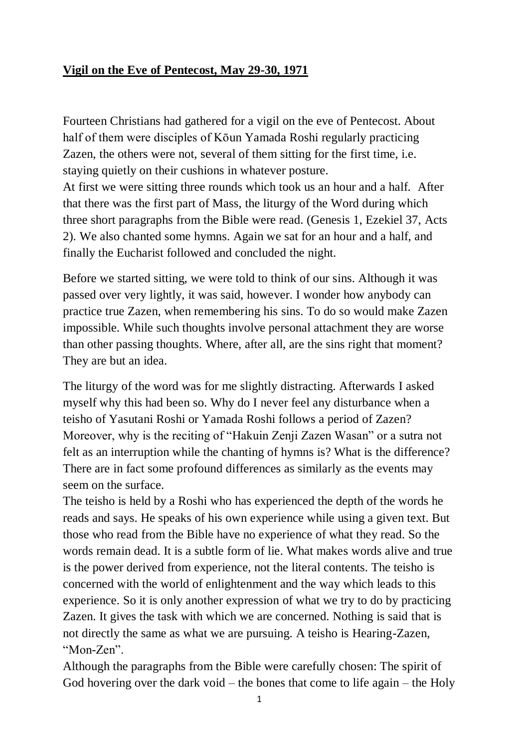**Vigil on the Eve of Pentecost, May 29-30, 1971**

Fourteen Christians had gathered for a vigil on the eve of Pentecost. About half of them were disciples of Kōun Yamada Roshi regularly practicing Zazen, the others were not, several of them sitting for the first time, i.e. staying quietly on their cushions in whatever posture.
At first we were sitting three rounds which took us an hour and a half. After that there was the first part of Mass, the liturgy of the Word during which three short paragraphs from the Bible were read. (Genesis 1, Ezekiel 37, Acts 2). We also chanted some hymns. Again we sat for an hour and a half, and finally the Eucharist followed and concluded the night.

Before we started sitting, we were told to think of our sins. Although it was passed over very lightly, it was said, however. I wonder how anybody can practice true Zazen, when remembering his sins. To do so would make Zazen impossible. While such thoughts involve personal attachment they are worse than other passing thoughts. Where, after all, are the sins right that moment? They are but an idea.

The liturgy of the word was for me slightly distracting. Afterwards I asked myself why this had been so. Why do I never feel any disturbance when a teisho of Yasutani Roshi or Yamada Roshi follows a period of Zazen? Moreover, why is the reciting of "Hakuin Zenji Zazen Wasan" or a sutra not felt as an interruption while the chanting of hymns is? What is the difference? There are in fact some profound differences as similarly as the events may seem on the surface.
The teisho is held by a Roshi who has experienced the depth of the words he reads and says. He speaks of his own experience while using a given text. But those who read from the Bible have no experience of what they read. So the words remain dead. It is a subtle form of lie. What makes words alive and true is the power derived from experience, not the literal contents. The teisho is concerned with the world of enlightenment and the way which leads to this experience. So it is only another expression of what we try to do by practicing Zazen. It gives the task with which we are concerned. Nothing is said that is not directly the same as what we are pursuing. A teisho is Hearing-Zazen, "Mon-Zen".
Although the paragraphs from the Bible were carefully chosen: The spirit of God hovering over the dark void – the bones that come to life again – the Holy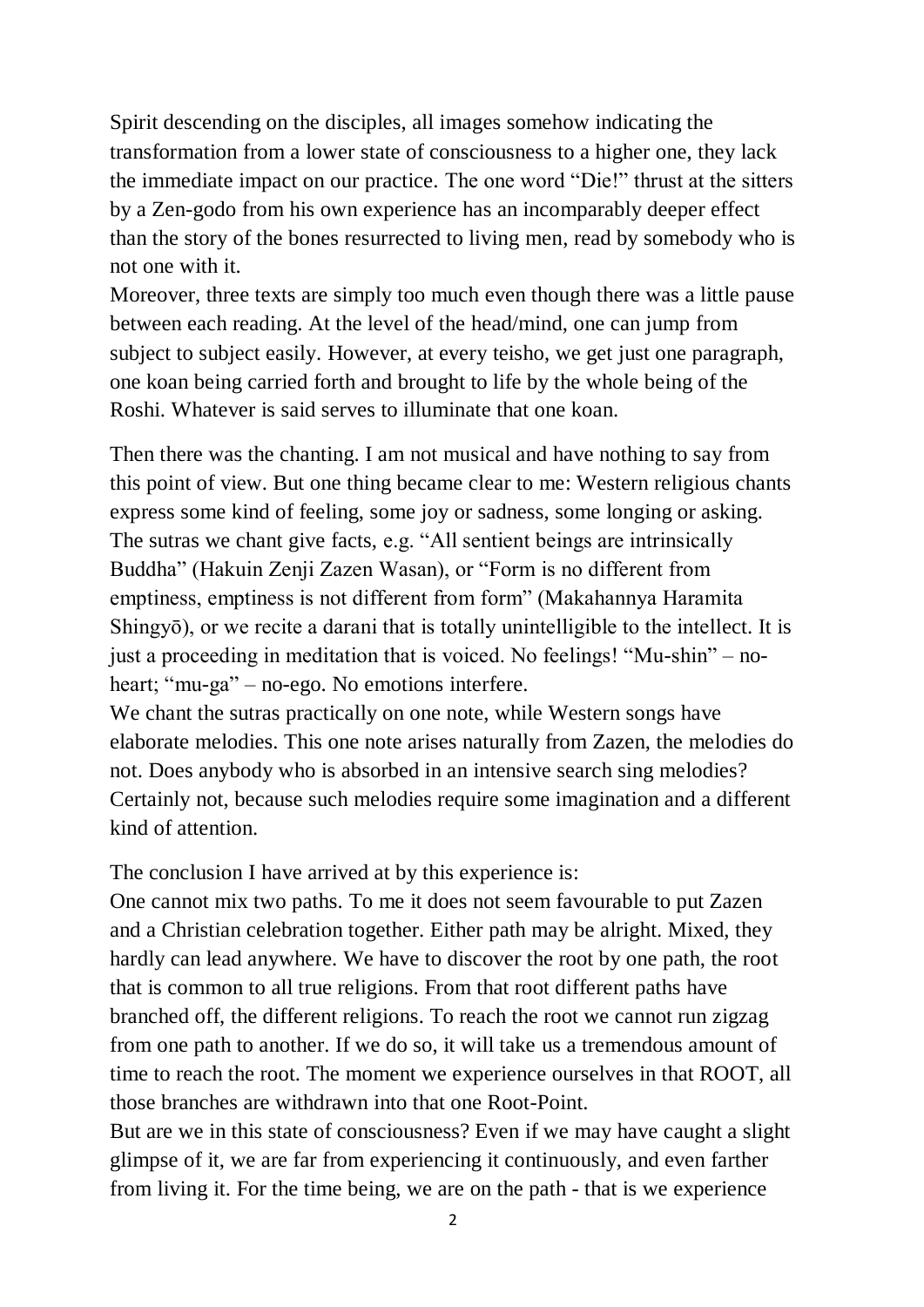Spirit descending on the disciples, all images somehow indicating the transformation from a lower state of consciousness to a higher one, they lack the immediate impact on our practice. The one word "Die!" thrust at the sitters by a Zen-godo from his own experience has an incomparably deeper effect than the story of the bones resurrected to living men, read by somebody who is not one with it.
Moreover, three texts are simply too much even though there was a little pause between each reading. At the level of the head/mind, one can jump from subject to subject easily. However, at every teisho, we get just one paragraph, one koan being carried forth and brought to life by the whole being of the Roshi. Whatever is said serves to illuminate that one koan.

Then there was the chanting. I am not musical and have nothing to say from this point of view. But one thing became clear to me: Western religious chants express some kind of feeling, some joy or sadness, some longing or asking. The sutras we chant give facts, e.g. "All sentient beings are intrinsically Buddha" (Hakuin Zenji Zazen Wasan), or "Form is no different from emptiness, emptiness is not different from form" (Makahannya Haramita Shingyō), or we recite a darani that is totally unintelligible to the intellect. It is just a proceeding in meditation that is voiced. No feelings! "Mu-shin" – no-heart; "mu-ga" – no-ego. No emotions interfere.
We chant the sutras practically on one note, while Western songs have elaborate melodies. This one note arises naturally from Zazen, the melodies do not. Does anybody who is absorbed in an intensive search sing melodies? Certainly not, because such melodies require some imagination and a different kind of attention.

The conclusion I have arrived at by this experience is:
One cannot mix two paths. To me it does not seem favourable to put Zazen and a Christian celebration together. Either path may be alright. Mixed, they hardly can lead anywhere. We have to discover the root by one path, the root that is common to all true religions. From that root different paths have branched off, the different religions. To reach the root we cannot run zigzag from one path to another. If we do so, it will take us a tremendous amount of time to reach the root. The moment we experience ourselves in that ROOT, all those branches are withdrawn into that one Root-Point.
But are we in this state of consciousness? Even if we may have caught a slight glimpse of it, we are far from experiencing it continuously, and even farther from living it. For the time being, we are on the path - that is we experience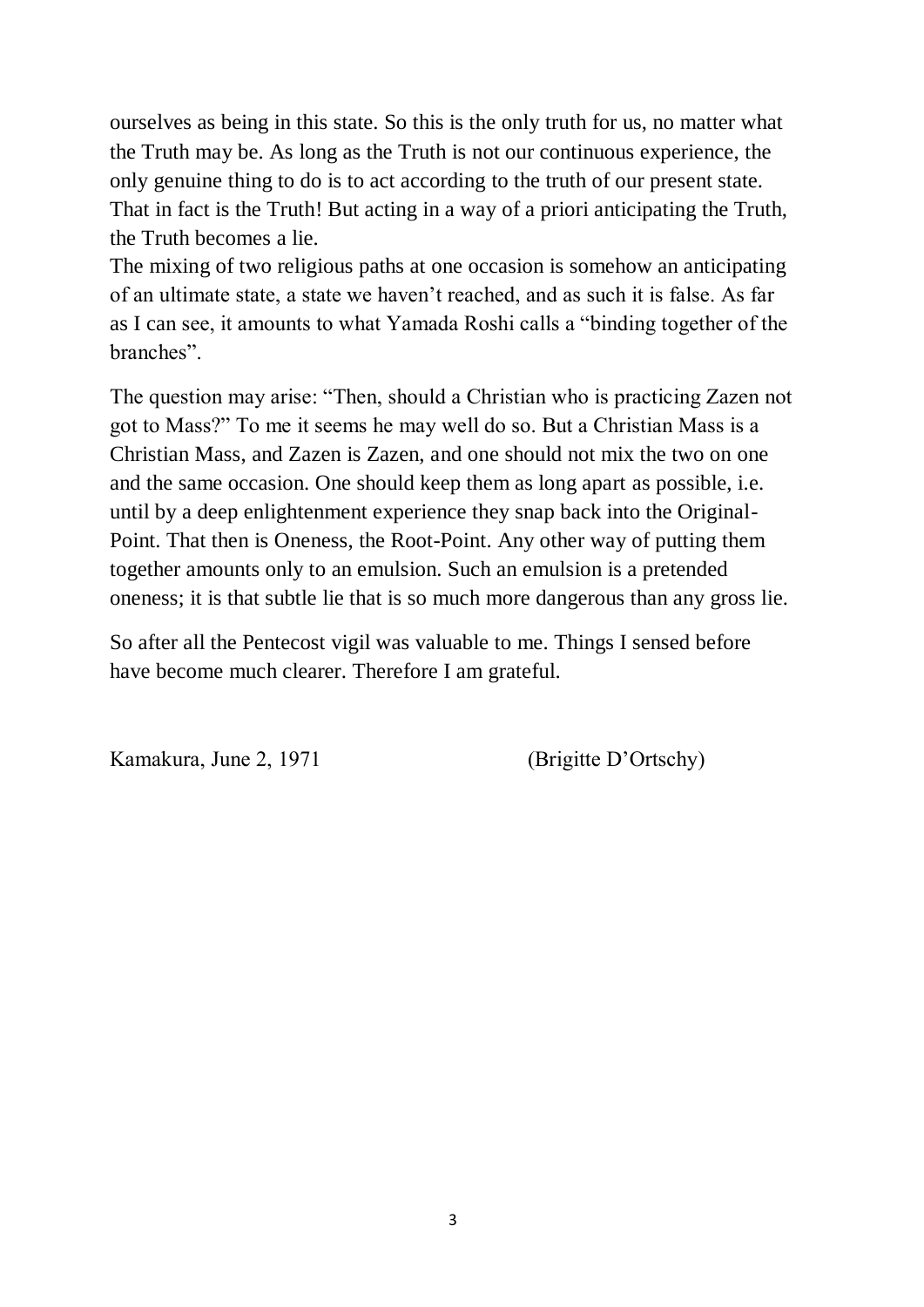ourselves as being in this state. So this is the only truth for us, no matter what the Truth may be. As long as the Truth is not our continuous experience, the only genuine thing to do is to act according to the truth of our present state. That in fact is the Truth! But acting in a way of a priori anticipating the Truth, the Truth becomes a lie.

The mixing of two religious paths at one occasion is somehow an anticipating of an ultimate state, a state we haven't reached, and as such it is false. As far as I can see, it amounts to what Yamada Roshi calls a "binding together of the branches".

The question may arise: "Then, should a Christian who is practicing Zazen not got to Mass?" To me it seems he may well do so. But a Christian Mass is a Christian Mass, and Zazen is Zazen, and one should not mix the two on one and the same occasion. One should keep them as long apart as possible, i.e. until by a deep enlightenment experience they snap back into the Original-Point. That then is Oneness, the Root-Point. Any other way of putting them together amounts only to an emulsion. Such an emulsion is a pretended oneness; it is that subtle lie that is so much more dangerous than any gross lie.

So after all the Pentecost vigil was valuable to me. Things I sensed before have become much clearer. Therefore I am grateful.

Kamakura, June 2, 1971 (Brigitte D'Ortschy)